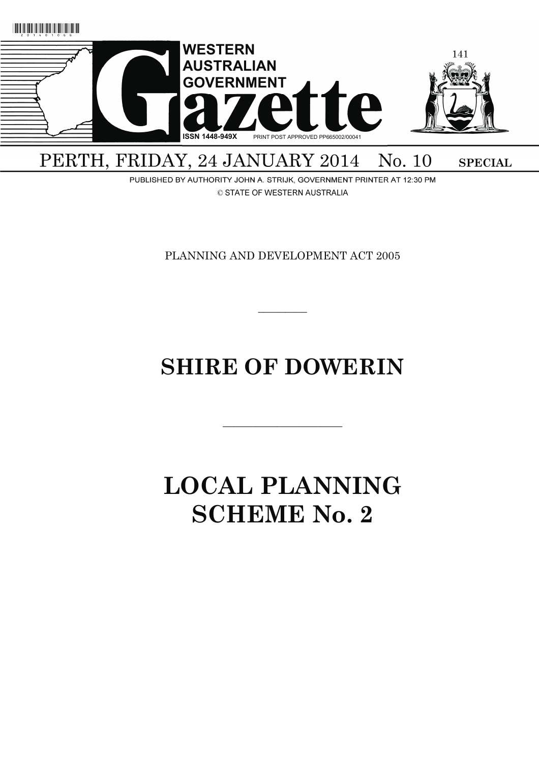# WESTERN AUSTRALIAN GOVERNMENT Gazette

ISSN 1448-949X PRINT POST APPROVED PP665002/00041

PERTH, FRIDAY, 24 JANUARY 2014 No. 10 **SPECIAL**

PUBLISHED BY AUTHORITY JOHN A. STRIJK, GOVERNMENT PRINTER AT 12:30 PM

© STATE OF WESTERN AUSTRALIA

PLANNING AND DEVELOPMENT ACT 2005

---

# SHIRE OF DOWERIN

---

# LOCAL PLANNING SCHEME No. 2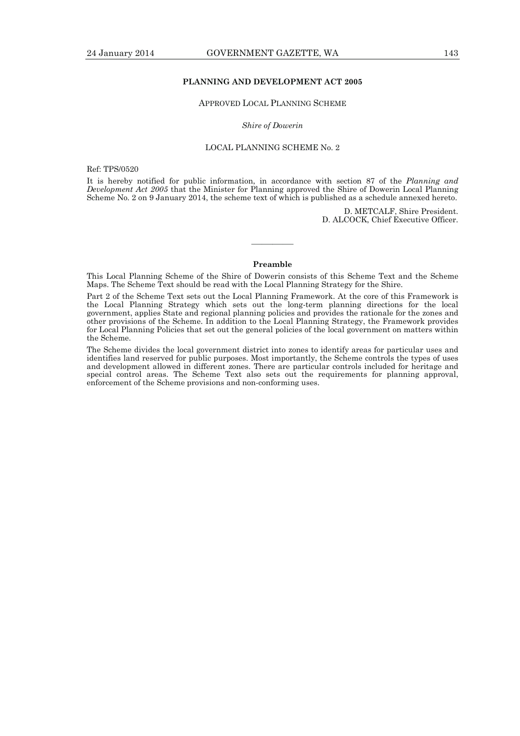**PLANNING AND DEVELOPMENT ACT 2005**

APPROVED LOCAL PLANNING SCHEME

*Shire of Dowerin*

LOCAL PLANNING SCHEME No. 2

Ref: TPS/0520

It is hereby notified for public information, in accordance with section 87 of the *Planning and Development Act 2005* that the Minister for Planning approved the Shire of Dowerin Local Planning Scheme No. 2 on 9 January 2014, the scheme text of which is published as a schedule annexed hereto.

D. METCALF, Shire President.
D. ALCOCK, Chief Executive Officer.

---

**Preamble**

This Local Planning Scheme of the Shire of Dowerin consists of this Scheme Text and the Scheme Maps. The Scheme Text should be read with the Local Planning Strategy for the Shire.

Part 2 of the Scheme Text sets out the Local Planning Framework. At the core of this Framework is the Local Planning Strategy which sets out the long-term planning directions for the local government, applies State and regional planning policies and provides the rationale for the zones and other provisions of the Scheme. In addition to the Local Planning Strategy, the Framework provides for Local Planning Policies that set out the general policies of the local government on matters within the Scheme.

The Scheme divides the local government district into zones to identify areas for particular uses and identifies land reserved for public purposes. Most importantly, the Scheme controls the types of uses and development allowed in different zones. There are particular controls included for heritage and special control areas. The Scheme Text also sets out the requirements for planning approval, enforcement of the Scheme provisions and non-conforming uses.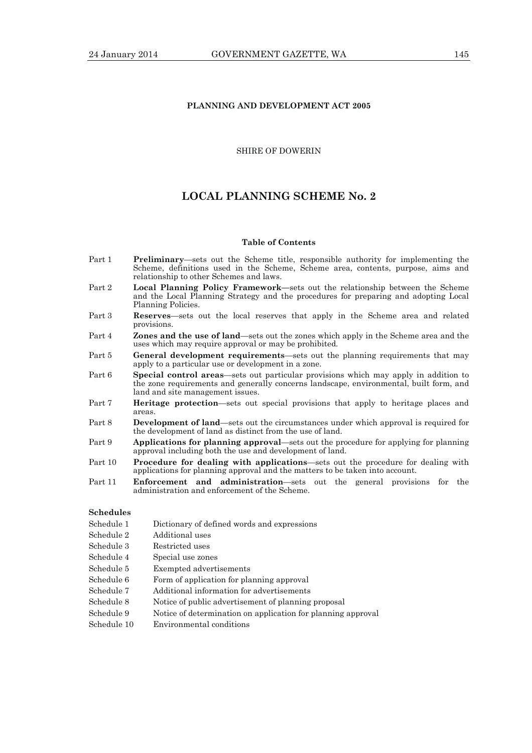**PLANNING AND DEVELOPMENT ACT 2005**

SHIRE OF DOWERIN

# LOCAL PLANNING SCHEME No. 2

**Table of Contents**

| | |
|---|---|
| Part 1 | **Preliminary**—sets out the Scheme title, responsible authority for implementing the Scheme, definitions used in the Scheme, Scheme area, contents, purpose, aims and relationship to other Schemes and laws. |
| Part 2 | **Local Planning Policy Framework—**sets out the relationship between the Scheme and the Local Planning Strategy and the procedures for preparing and adopting Local Planning Policies. |
| Part 3 | **Reserves**—sets out the local reserves that apply in the Scheme area and related provisions. |
| Part 4 | **Zones and the use of land**—sets out the zones which apply in the Scheme area and the uses which may require approval or may be prohibited. |
| Part 5 | **General development requirements**—sets out the planning requirements that may apply to a particular use or development in a zone. |
| Part 6 | **Special control areas**—sets out particular provisions which may apply in addition to the zone requirements and generally concerns landscape, environmental, built form, and land and site management issues. |
| Part 7 | **Heritage protection**—sets out special provisions that apply to heritage places and areas. |
| Part 8 | **Development of land**—sets out the circumstances under which approval is required for the development of land as distinct from the use of land. |
| Part 9 | **Applications for planning approval**—sets out the procedure for applying for planning approval including both the use and development of land. |
| Part 10 | **Procedure for dealing with applications**—sets out the procedure for dealing with applications for planning approval and the matters to be taken into account. |
| Part 11 | **Enforcement and administration**—sets out the general provisions for the administration and enforcement of the Scheme. |

**Schedules**

| | |
|---|---|
| Schedule 1 | Dictionary of defined words and expressions |
| Schedule 2 | Additional uses |
| Schedule 3 | Restricted uses |
| Schedule 4 | Special use zones |
| Schedule 5 | Exempted advertisements |
| Schedule 6 | Form of application for planning approval |
| Schedule 7 | Additional information for advertisements |
| Schedule 8 | Notice of public advertisement of planning proposal |
| Schedule 9 | Notice of determination on application for planning approval |
| Schedule 10 | Environmental conditions |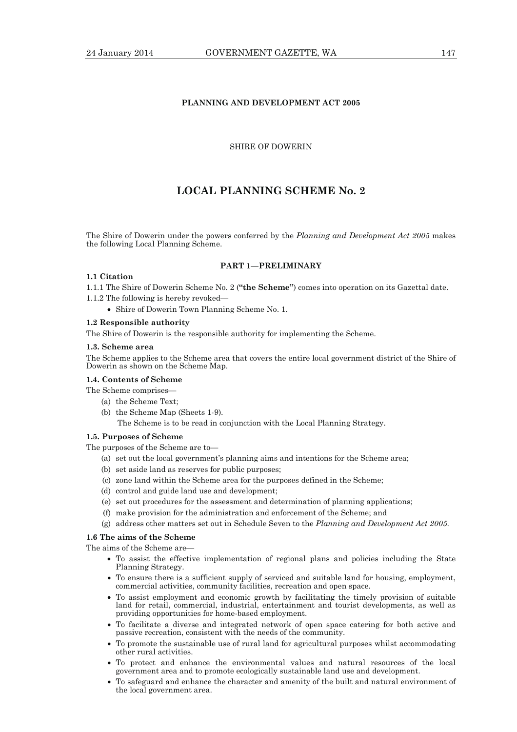**PLANNING AND DEVELOPMENT ACT 2005**

SHIRE OF DOWERIN

# LOCAL PLANNING SCHEME No. 2

The Shire of Dowerin under the powers conferred by the *Planning and Development Act 2005* makes the following Local Planning Scheme.

## PART 1—PRELIMINARY

### 1.1 Citation

1.1.1 The Shire of Dowerin Scheme No. 2 (**"the Scheme"**) comes into operation on its Gazettal date.

1.1.2 The following is hereby revoked—

- Shire of Dowerin Town Planning Scheme No. 1.

### 1.2 Responsible authority

The Shire of Dowerin is the responsible authority for implementing the Scheme.

### 1.3. Scheme area

The Scheme applies to the Scheme area that covers the entire local government district of the Shire of Dowerin as shown on the Scheme Map.

### 1.4. Contents of Scheme

The Scheme comprises—

(a) the Scheme Text;

(b) the Scheme Map (Sheets 1-9).

The Scheme is to be read in conjunction with the Local Planning Strategy.

### 1.5. Purposes of Scheme

The purposes of the Scheme are to—

(a) set out the local government's planning aims and intentions for the Scheme area;

(b) set aside land as reserves for public purposes;

(c) zone land within the Scheme area for the purposes defined in the Scheme;

(d) control and guide land use and development;

(e) set out procedures for the assessment and determination of planning applications;

(f) make provision for the administration and enforcement of the Scheme; and

(g) address other matters set out in Schedule Seven to the *Planning and Development Act 2005*.

### 1.6 The aims of the Scheme

The aims of the Scheme are—

- To assist the effective implementation of regional plans and policies including the State Planning Strategy.
- To ensure there is a sufficient supply of serviced and suitable land for housing, employment, commercial activities, community facilities, recreation and open space.
- To assist employment and economic growth by facilitating the timely provision of suitable land for retail, commercial, industrial, entertainment and tourist developments, as well as providing opportunities for home-based employment.
- To facilitate a diverse and integrated network of open space catering for both active and passive recreation, consistent with the needs of the community.
- To promote the sustainable use of rural land for agricultural purposes whilst accommodating other rural activities.
- To protect and enhance the environmental values and natural resources of the local government area and to promote ecologically sustainable land use and development.
- To safeguard and enhance the character and amenity of the built and natural environment of the local government area.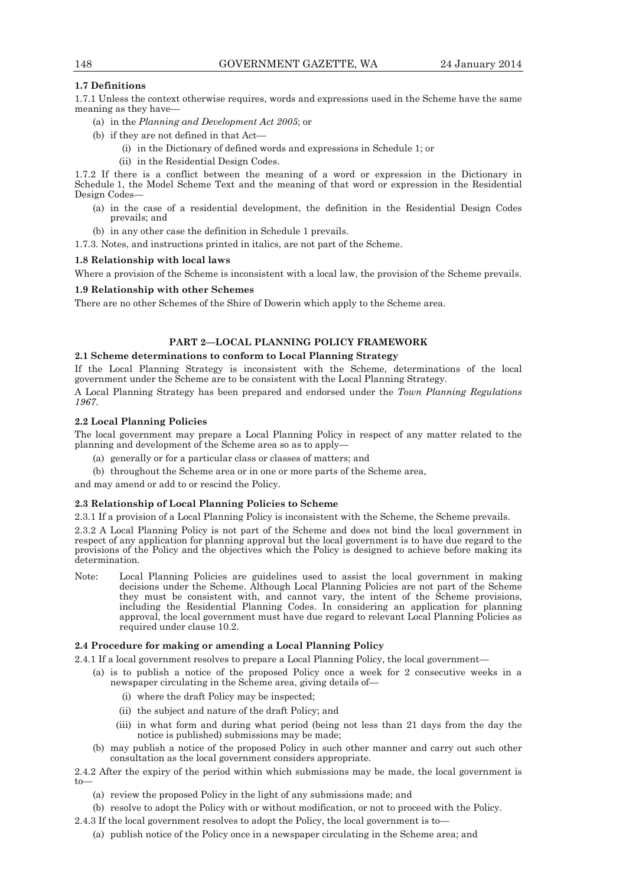**1.7 Definitions**

1.7.1 Unless the context otherwise requires, words and expressions used in the Scheme have the same meaning as they have—

- (a) in the *Planning and Development Act 2005*; or
- (b) if they are not defined in that Act—
  - (i) in the Dictionary of defined words and expressions in Schedule 1; or
  - (ii) in the Residential Design Codes.

1.7.2 If there is a conflict between the meaning of a word or expression in the Dictionary in Schedule 1, the Model Scheme Text and the meaning of that word or expression in the Residential Design Codes—

- (a) in the case of a residential development, the definition in the Residential Design Codes prevails; and
- (b) in any other case the definition in Schedule 1 prevails.

1.7.3. Notes, and instructions printed in italics, are not part of the Scheme.

**1.8 Relationship with local laws**

Where a provision of the Scheme is inconsistent with a local law, the provision of the Scheme prevails.

**1.9 Relationship with other Schemes**

There are no other Schemes of the Shire of Dowerin which apply to the Scheme area.

## PART 2—LOCAL PLANNING POLICY FRAMEWORK

**2.1 Scheme determinations to conform to Local Planning Strategy**

If the Local Planning Strategy is inconsistent with the Scheme, determinations of the local government under the Scheme are to be consistent with the Local Planning Strategy.

A Local Planning Strategy has been prepared and endorsed under the *Town Planning Regulations 1967*.

**2.2 Local Planning Policies**

The local government may prepare a Local Planning Policy in respect of any matter related to the planning and development of the Scheme area so as to apply—

- (a) generally or for a particular class or classes of matters; and
- (b) throughout the Scheme area or in one or more parts of the Scheme area,

and may amend or add to or rescind the Policy.

**2.3 Relationship of Local Planning Policies to Scheme**

2.3.1 If a provision of a Local Planning Policy is inconsistent with the Scheme, the Scheme prevails.

2.3.2 A Local Planning Policy is not part of the Scheme and does not bind the local government in respect of any application for planning approval but the local government is to have due regard to the provisions of the Policy and the objectives which the Policy is designed to achieve before making its determination.

Note: Local Planning Policies are guidelines used to assist the local government in making decisions under the Scheme. Although Local Planning Policies are not part of the Scheme they must be consistent with, and cannot vary, the intent of the Scheme provisions, including the Residential Planning Codes. In considering an application for planning approval, the local government must have due regard to relevant Local Planning Policies as required under clause 10.2.

**2.4 Procedure for making or amending a Local Planning Policy**

2.4.1 If a local government resolves to prepare a Local Planning Policy, the local government—

- (a) is to publish a notice of the proposed Policy once a week for 2 consecutive weeks in a newspaper circulating in the Scheme area, giving details of—
  - (i) where the draft Policy may be inspected;
  - (ii) the subject and nature of the draft Policy; and
  - (iii) in what form and during what period (being not less than 21 days from the day the notice is published) submissions may be made;
- (b) may publish a notice of the proposed Policy in such other manner and carry out such other consultation as the local government considers appropriate.

2.4.2 After the expiry of the period within which submissions may be made, the local government is to—

- (a) review the proposed Policy in the light of any submissions made; and
- (b) resolve to adopt the Policy with or without modification, or not to proceed with the Policy.

2.4.3 If the local government resolves to adopt the Policy, the local government is to—

- (a) publish notice of the Policy once in a newspaper circulating in the Scheme area; and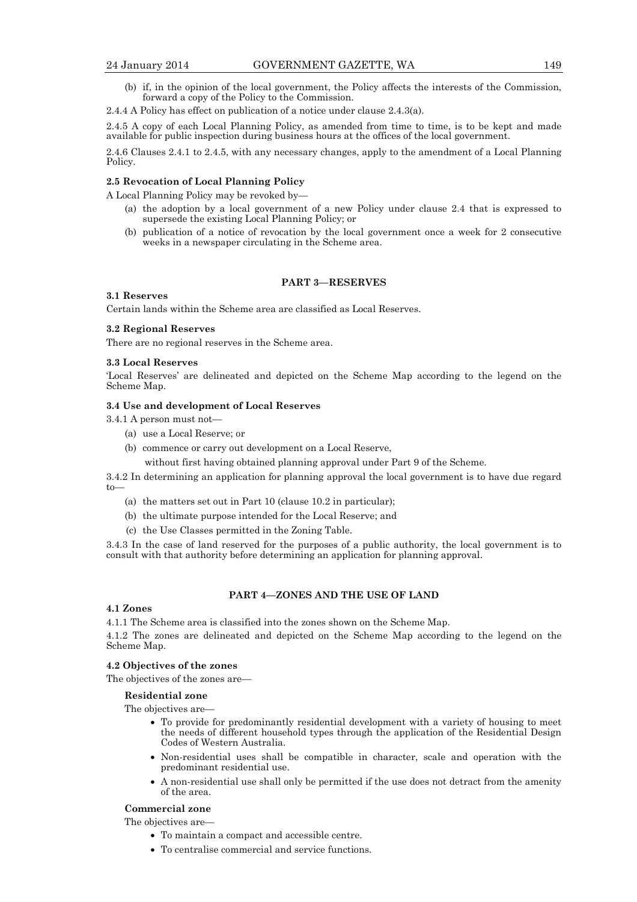(b) if, in the opinion of the local government, the Policy affects the interests of the Commission, forward a copy of the Policy to the Commission.

2.4.4 A Policy has effect on publication of a notice under clause 2.4.3(a).

2.4.5 A copy of each Local Planning Policy, as amended from time to time, is to be kept and made available for public inspection during business hours at the offices of the local government.

2.4.6 Clauses 2.4.1 to 2.4.5, with any necessary changes, apply to the amendment of a Local Planning Policy.

**2.5 Revocation of Local Planning Policy**

A Local Planning Policy may be revoked by—

- (a) the adoption by a local government of a new Policy under clause 2.4 that is expressed to supersede the existing Local Planning Policy; or
- (b) publication of a notice of revocation by the local government once a week for 2 consecutive weeks in a newspaper circulating in the Scheme area.

## PART 3—RESERVES

**3.1 Reserves**

Certain lands within the Scheme area are classified as Local Reserves.

**3.2 Regional Reserves**

There are no regional reserves in the Scheme area.

**3.3 Local Reserves**

'Local Reserves' are delineated and depicted on the Scheme Map according to the legend on the Scheme Map.

**3.4 Use and development of Local Reserves**

3.4.1 A person must not—

- (a) use a Local Reserve; or
- (b) commence or carry out development on a Local Reserve,

without first having obtained planning approval under Part 9 of the Scheme.

3.4.2 In determining an application for planning approval the local government is to have due regard to—

- (a) the matters set out in Part 10 (clause 10.2 in particular);
- (b) the ultimate purpose intended for the Local Reserve; and
- (c) the Use Classes permitted in the Zoning Table.

3.4.3 In the case of land reserved for the purposes of a public authority, the local government is to consult with that authority before determining an application for planning approval.

## PART 4—ZONES AND THE USE OF LAND

**4.1 Zones**

4.1.1 The Scheme area is classified into the zones shown on the Scheme Map.

4.1.2 The zones are delineated and depicted on the Scheme Map according to the legend on the Scheme Map.

**4.2 Objectives of the zones**

The objectives of the zones are—

**Residential zone**

The objectives are—

- To provide for predominantly residential development with a variety of housing to meet the needs of different household types through the application of the Residential Design Codes of Western Australia.
- Non-residential uses shall be compatible in character, scale and operation with the predominant residential use.
- A non-residential use shall only be permitted if the use does not detract from the amenity of the area.

**Commercial zone**

The objectives are—

- To maintain a compact and accessible centre.
- To centralise commercial and service functions.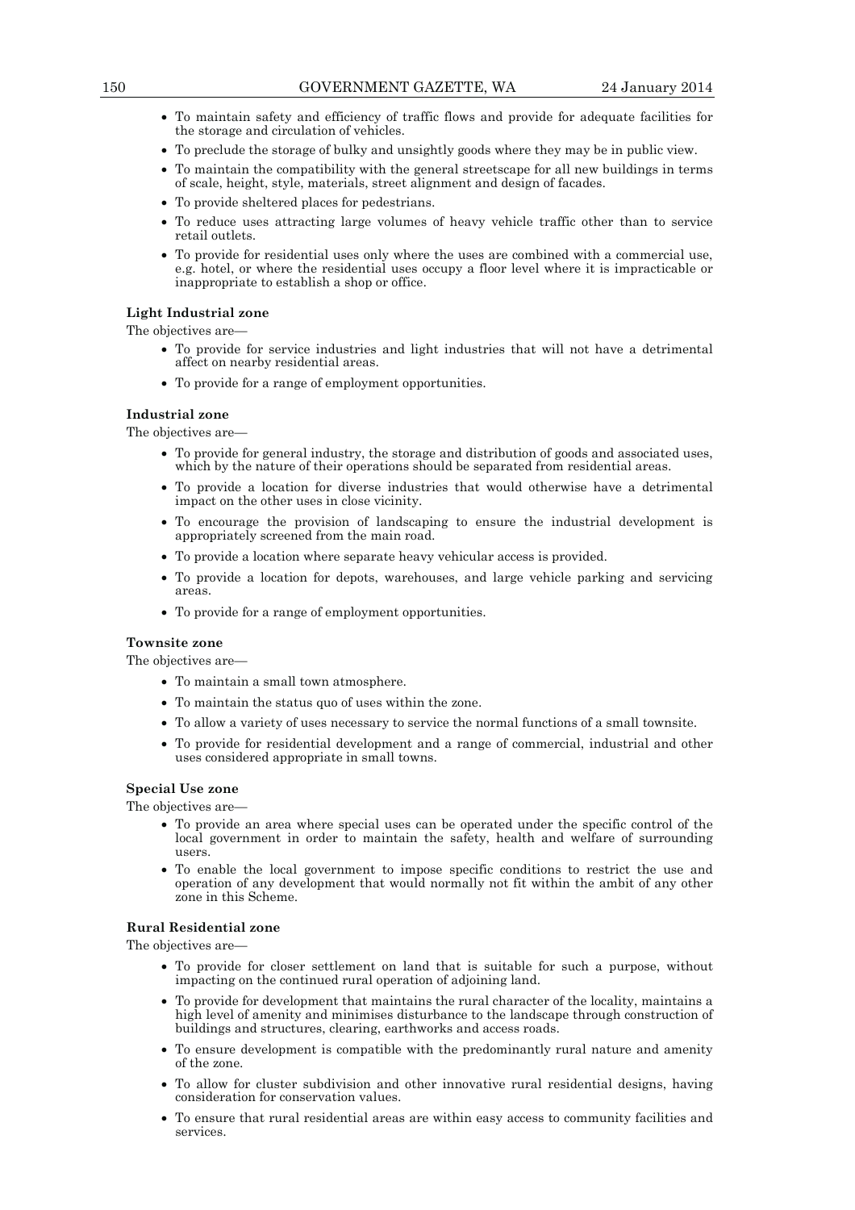- To maintain safety and efficiency of traffic flows and provide for adequate facilities for the storage and circulation of vehicles.
- To preclude the storage of bulky and unsightly goods where they may be in public view.
- To maintain the compatibility with the general streetscape for all new buildings in terms of scale, height, style, materials, street alignment and design of facades.
- To provide sheltered places for pedestrians.
- To reduce uses attracting large volumes of heavy vehicle traffic other than to service retail outlets.
- To provide for residential uses only where the uses are combined with a commercial use, e.g. hotel, or where the residential uses occupy a floor level where it is impracticable or inappropriate to establish a shop or office.

**Light Industrial zone**

The objectives are—

- To provide for service industries and light industries that will not have a detrimental affect on nearby residential areas.
- To provide for a range of employment opportunities.

**Industrial zone**

The objectives are—

- To provide for general industry, the storage and distribution of goods and associated uses, which by the nature of their operations should be separated from residential areas.
- To provide a location for diverse industries that would otherwise have a detrimental impact on the other uses in close vicinity.
- To encourage the provision of landscaping to ensure the industrial development is appropriately screened from the main road.
- To provide a location where separate heavy vehicular access is provided.
- To provide a location for depots, warehouses, and large vehicle parking and servicing areas.
- To provide for a range of employment opportunities.

**Townsite zone**

The objectives are—

- To maintain a small town atmosphere.
- To maintain the status quo of uses within the zone.
- To allow a variety of uses necessary to service the normal functions of a small townsite.
- To provide for residential development and a range of commercial, industrial and other uses considered appropriate in small towns.

**Special Use zone**

The objectives are—

- To provide an area where special uses can be operated under the specific control of the local government in order to maintain the safety, health and welfare of surrounding users.
- To enable the local government to impose specific conditions to restrict the use and operation of any development that would normally not fit within the ambit of any other zone in this Scheme.

**Rural Residential zone**

The objectives are—

- To provide for closer settlement on land that is suitable for such a purpose, without impacting on the continued rural operation of adjoining land.
- To provide for development that maintains the rural character of the locality, maintains a high level of amenity and minimises disturbance to the landscape through construction of buildings and structures, clearing, earthworks and access roads.
- To ensure development is compatible with the predominantly rural nature and amenity of the zone.
- To allow for cluster subdivision and other innovative rural residential designs, having consideration for conservation values.
- To ensure that rural residential areas are within easy access to community facilities and services.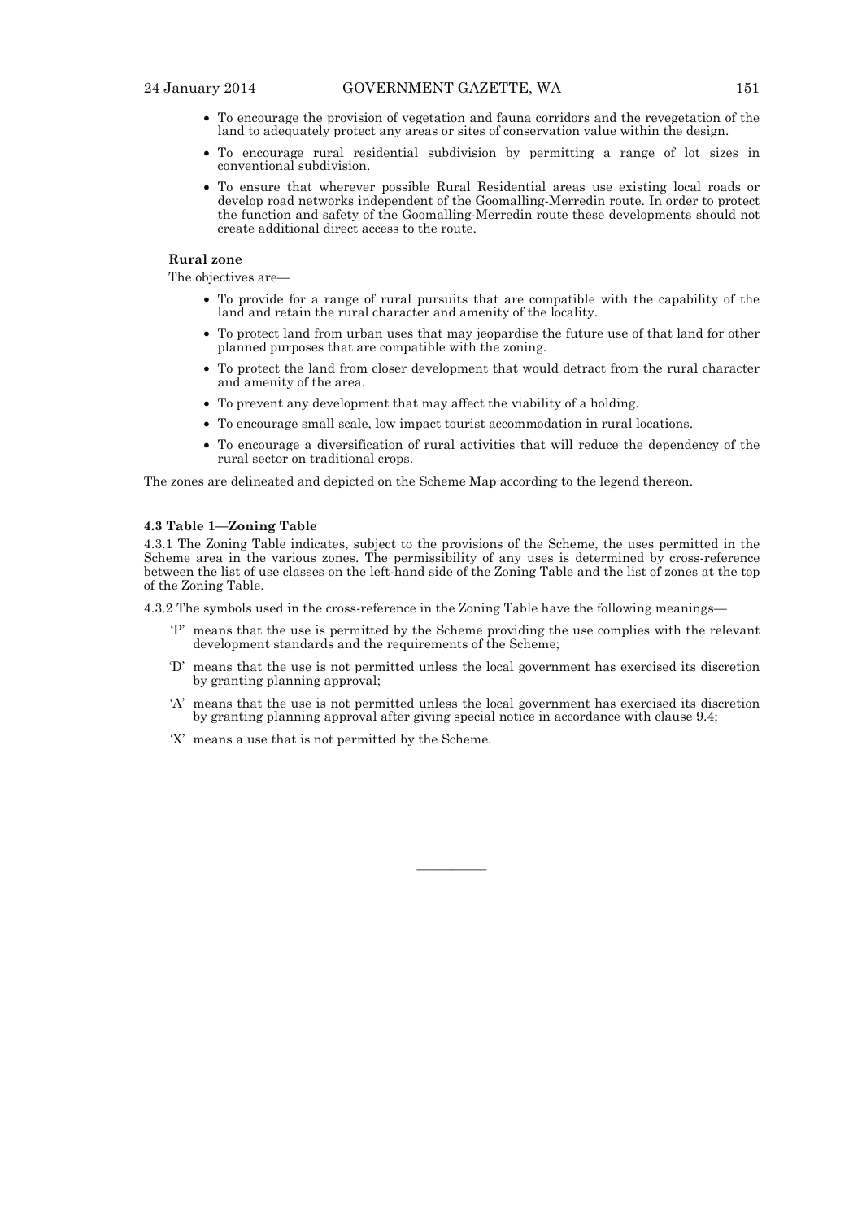- To encourage the provision of vegetation and fauna corridors and the revegetation of the land to adequately protect any areas or sites of conservation value within the design.
- To encourage rural residential subdivision by permitting a range of lot sizes in conventional subdivision.
- To ensure that wherever possible Rural Residential areas use existing local roads or develop road networks independent of the Goomalling-Merredin route. In order to protect the function and safety of the Goomalling-Merredin route these developments should not create additional direct access to the route.

**Rural zone**

The objectives are—

- To provide for a range of rural pursuits that are compatible with the capability of the land and retain the rural character and amenity of the locality.
- To protect land from urban uses that may jeopardise the future use of that land for other planned purposes that are compatible with the zoning.
- To protect the land from closer development that would detract from the rural character and amenity of the area.
- To prevent any development that may affect the viability of a holding.
- To encourage small scale, low impact tourist accommodation in rural locations.
- To encourage a diversification of rural activities that will reduce the dependency of the rural sector on traditional crops.

The zones are delineated and depicted on the Scheme Map according to the legend thereon.

**4.3 Table 1—Zoning Table**

4.3.1 The Zoning Table indicates, subject to the provisions of the Scheme, the uses permitted in the Scheme area in the various zones. The permissibility of any uses is determined by cross-reference between the list of use classes on the left-hand side of the Zoning Table and the list of zones at the top of the Zoning Table.

4.3.2 The symbols used in the cross-reference in the Zoning Table have the following meanings—

'P' means that the use is permitted by the Scheme providing the use complies with the relevant development standards and the requirements of the Scheme;

'D' means that the use is not permitted unless the local government has exercised its discretion by granting planning approval;

'A' means that the use is not permitted unless the local government has exercised its discretion by granting planning approval after giving special notice in accordance with clause 9.4;

'X' means a use that is not permitted by the Scheme.

———————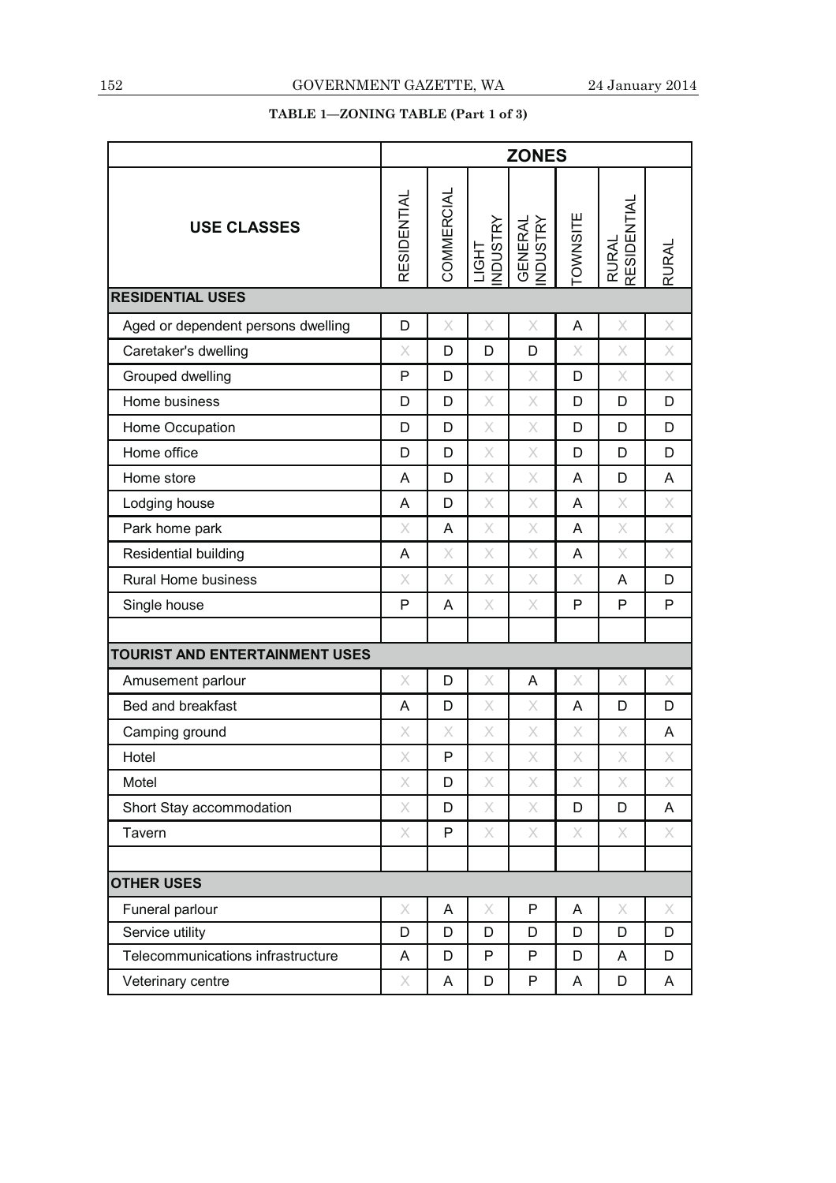**TABLE 1—ZONING TABLE (Part 1 of 3)**

| USE CLASSES | ZONES | | | | | | |
|---|---|---|---|---|---|---|---|
| | RESIDENTIAL | COMMERCIAL | LIGHT INDUSTRY | GENERAL INDUSTRY | TOWNSITE | RURAL RESIDENTIAL | RURAL |
| **RESIDENTIAL USES** | | | | | | | |
| Aged or dependent persons dwelling | D | X | X | X | A | X | X |
| Caretaker's dwelling | X | D | D | D | X | X | X |
| Grouped dwelling | P | D | X | X | D | X | X |
| Home business | D | D | X | X | D | D | D |
| Home Occupation | D | D | X | X | D | D | D |
| Home office | D | D | X | X | D | D | D |
| Home store | A | D | X | X | A | D | A |
| Lodging house | A | D | X | X | A | X | X |
| Park home park | X | A | X | X | A | X | X |
| Residential building | A | X | X | X | A | X | X |
| Rural Home business | X | X | X | X | X | A | D |
| Single house | P | A | X | X | P | P | P |
| | | | | | | | |
| **TOURIST AND ENTERTAINMENT USES** | | | | | | | |
| Amusement parlour | X | D | X | A | X | X | X |
| Bed and breakfast | A | D | X | X | A | D | D |
| Camping ground | X | X | X | X | X | X | A |
| Hotel | X | P | X | X | X | X | X |
| Motel | X | D | X | X | X | X | X |
| Short Stay accommodation | X | D | X | X | D | D | A |
| Tavern | X | P | X | X | X | X | X |
| | | | | | | | |
| **OTHER USES** | | | | | | | |
| Funeral parlour | X | A | X | P | A | X | X |
| Service utility | D | D | D | D | D | D | D |
| Telecommunications infrastructure | A | D | P | P | D | A | D |
| Veterinary centre | X | A | D | P | A | D | A |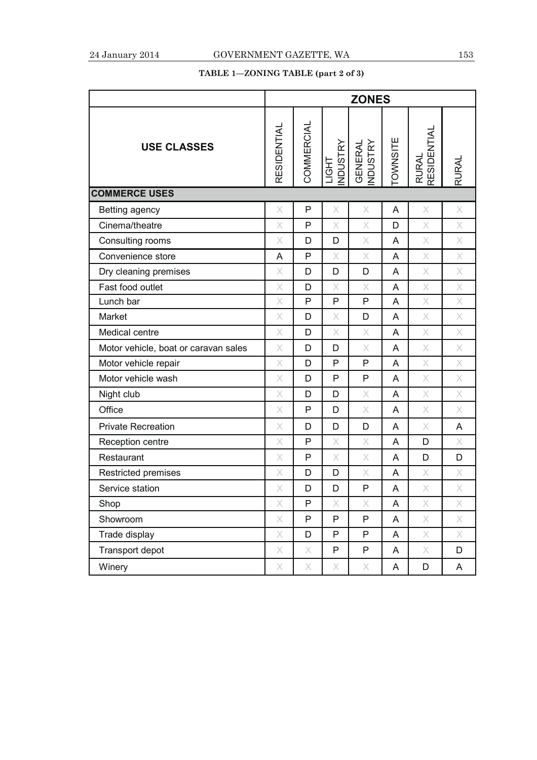**TABLE 1—ZONING TABLE (part 2 of 3)**

| USE CLASSES | ZONES | | | | | | |
|---|---|---|---|---|---|---|---|
| | RESIDENTIAL | COMMERCIAL | LIGHT INDUSTRY | GENERAL INDUSTRY | TOWNSITE | RURAL RESIDENTIAL | RURAL |
| **COMMERCE USES** | | | | | | | |
| Betting agency | X | P | X | X | A | X | X |
| Cinema/theatre | X | P | X | X | D | X | X |
| Consulting rooms | X | D | D | X | A | X | X |
| Convenience store | A | P | X | X | A | X | X |
| Dry cleaning premises | X | D | D | D | A | X | X |
| Fast food outlet | X | D | X | X | A | X | X |
| Lunch bar | X | P | P | P | A | X | X |
| Market | X | D | X | D | A | X | X |
| Medical centre | X | D | X | X | A | X | X |
| Motor vehicle, boat or caravan sales | X | D | D | X | A | X | X |
| Motor vehicle repair | X | D | P | P | A | X | X |
| Motor vehicle wash | X | D | P | P | A | X | X |
| Night club | X | D | D | X | A | X | X |
| Office | X | P | D | X | A | X | X |
| Private Recreation | X | D | D | D | A | X | A |
| Reception centre | X | P | X | X | A | D | X |
| Restaurant | X | P | X | X | A | D | D |
| Restricted premises | X | D | D | X | A | X | X |
| Service station | X | D | D | P | A | X | X |
| Shop | X | P | X | X | A | X | X |
| Showroom | X | P | P | P | A | X | X |
| Trade display | X | D | P | P | A | X | X |
| Transport depot | X | X | P | P | A | X | D |
| Winery | X | X | X | X | A | D | A |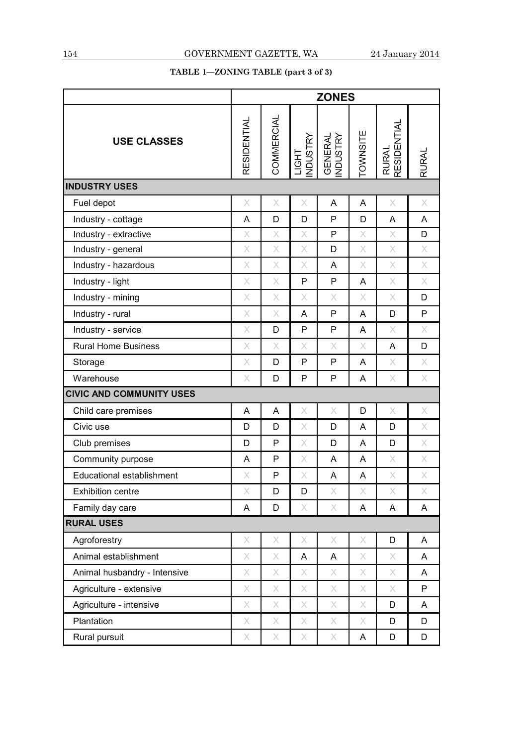**TABLE 1—ZONING TABLE (part 3 of 3)**

| USE CLASSES | ZONES | | | | | | |
|---|---|---|---|---|---|---|---|
| | RESIDENTIAL | COMMERCIAL | LIGHT INDUSTRY | GENERAL INDUSTRY | TOWNSITE | RURAL RESIDENTIAL | RURAL |
| **INDUSTRY USES** | | | | | | | |
| Fuel depot | X | X | X | A | A | X | X |
| Industry - cottage | A | D | D | P | D | A | A |
| Industry - extractive | X | X | X | P | X | X | D |
| Industry - general | X | X | X | D | X | X | X |
| Industry - hazardous | X | X | X | A | X | X | X |
| Industry - light | X | X | P | P | A | X | X |
| Industry - mining | X | X | X | X | X | X | D |
| Industry - rural | X | X | A | P | A | D | P |
| Industry - service | X | D | P | P | A | X | X |
| Rural Home Business | X | X | X | X | X | A | D |
| Storage | X | D | P | P | A | X | X |
| Warehouse | X | D | P | P | A | X | X |
| **CIVIC AND COMMUNITY USES** | | | | | | | |
| Child care premises | A | A | X | X | D | X | X |
| Civic use | D | D | X | D | A | D | X |
| Club premises | D | P | X | D | A | D | X |
| Community purpose | A | P | X | A | A | X | X |
| Educational establishment | X | P | X | A | A | X | X |
| Exhibition centre | X | D | D | X | X | X | X |
| Family day care | A | D | X | X | A | A | A |
| **RURAL USES** | | | | | | | |
| Agroforestry | X | X | X | X | X | D | A |
| Animal establishment | X | X | A | A | X | X | A |
| Animal husbandry - Intensive | X | X | X | X | X | X | A |
| Agriculture - extensive | X | X | X | X | X | X | P |
| Agriculture - intensive | X | X | X | X | X | D | A |
| Plantation | X | X | X | X | X | D | D |
| Rural pursuit | X | X | X | X | A | D | D |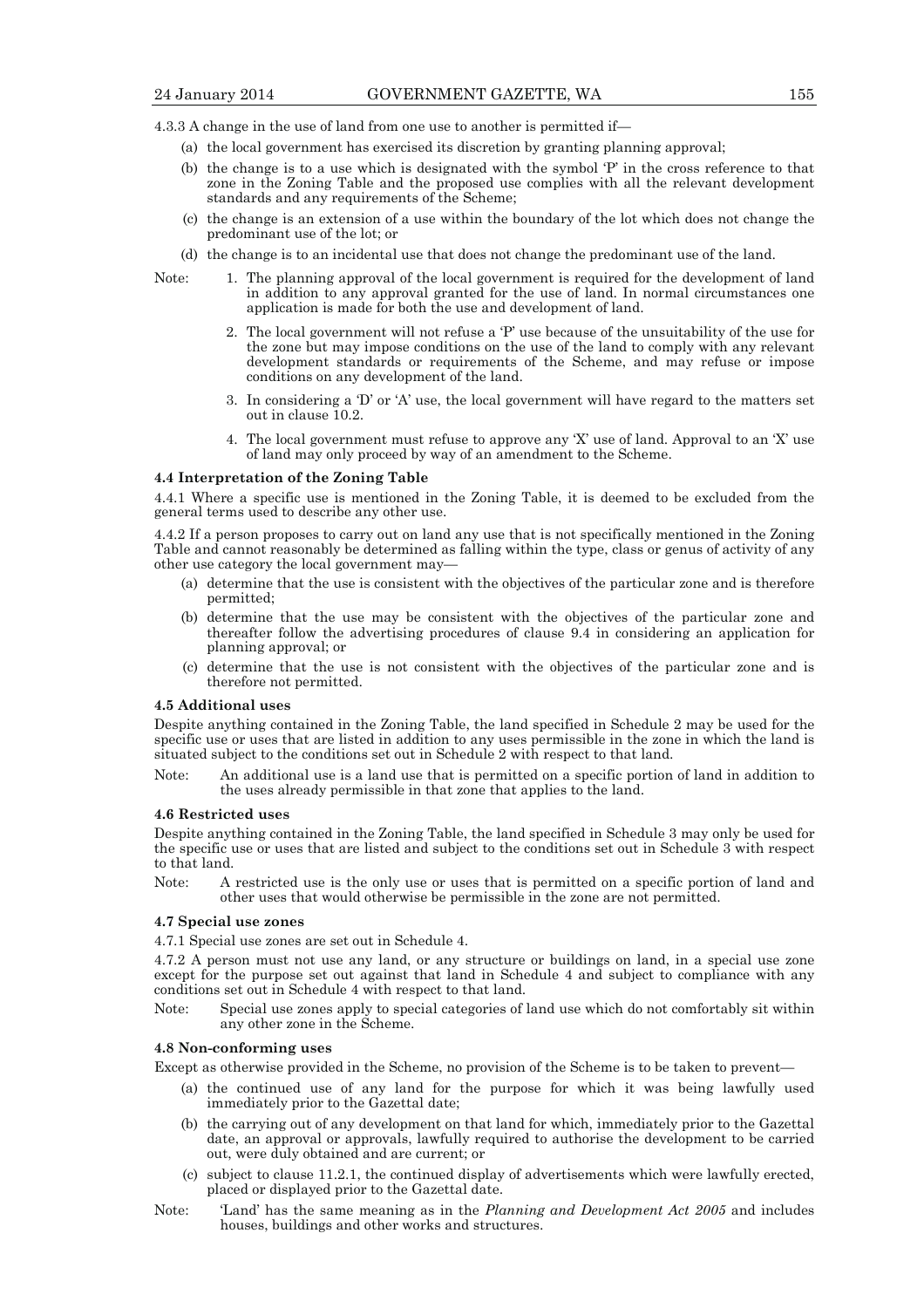4.3.3 A change in the use of land from one use to another is permitted if—

(a) the local government has exercised its discretion by granting planning approval;

(b) the change is to a use which is designated with the symbol 'P' in the cross reference to that zone in the Zoning Table and the proposed use complies with all the relevant development standards and any requirements of the Scheme;

(c) the change is an extension of a use within the boundary of the lot which does not change the predominant use of the lot; or

(d) the change is to an incidental use that does not change the predominant use of the land.

Note:

1. The planning approval of the local government is required for the development of land in addition to any approval granted for the use of land. In normal circumstances one application is made for both the use and development of land.

2. The local government will not refuse a 'P' use because of the unsuitability of the use for the zone but may impose conditions on the use of the land to comply with any relevant development standards or requirements of the Scheme, and may refuse or impose conditions on any development of the land.

3. In considering a 'D' or 'A' use, the local government will have regard to the matters set out in clause 10.2.

4. The local government must refuse to approve any 'X' use of land. Approval to an 'X' use of land may only proceed by way of an amendment to the Scheme.

### 4.4 Interpretation of the Zoning Table

4.4.1 Where a specific use is mentioned in the Zoning Table, it is deemed to be excluded from the general terms used to describe any other use.

4.4.2 If a person proposes to carry out on land any use that is not specifically mentioned in the Zoning Table and cannot reasonably be determined as falling within the type, class or genus of activity of any other use category the local government may—

(a) determine that the use is consistent with the objectives of the particular zone and is therefore permitted;

(b) determine that the use may be consistent with the objectives of the particular zone and thereafter follow the advertising procedures of clause 9.4 in considering an application for planning approval; or

(c) determine that the use is not consistent with the objectives of the particular zone and is therefore not permitted.

### 4.5 Additional uses

Despite anything contained in the Zoning Table, the land specified in Schedule 2 may be used for the specific use or uses that are listed in addition to any uses permissible in the zone in which the land is situated subject to the conditions set out in Schedule 2 with respect to that land.

Note: An additional use is a land use that is permitted on a specific portion of land in addition to the uses already permissible in that zone that applies to the land.

### 4.6 Restricted uses

Despite anything contained in the Zoning Table, the land specified in Schedule 3 may only be used for the specific use or uses that are listed and subject to the conditions set out in Schedule 3 with respect to that land.

Note: A restricted use is the only use or uses that is permitted on a specific portion of land and other uses that would otherwise be permissible in the zone are not permitted.

### 4.7 Special use zones

4.7.1 Special use zones are set out in Schedule 4.

4.7.2 A person must not use any land, or any structure or buildings on land, in a special use zone except for the purpose set out against that land in Schedule 4 and subject to compliance with any conditions set out in Schedule 4 with respect to that land.

Note: Special use zones apply to special categories of land use which do not comfortably sit within any other zone in the Scheme.

### 4.8 Non-conforming uses

Except as otherwise provided in the Scheme, no provision of the Scheme is to be taken to prevent—

(a) the continued use of any land for the purpose for which it was being lawfully used immediately prior to the Gazettal date;

(b) the carrying out of any development on that land for which, immediately prior to the Gazettal date, an approval or approvals, lawfully required to authorise the development to be carried out, were duly obtained and are current; or

(c) subject to clause 11.2.1, the continued display of advertisements which were lawfully erected, placed or displayed prior to the Gazettal date.

Note: 'Land' has the same meaning as in the *Planning and Development Act 2005* and includes houses, buildings and other works and structures.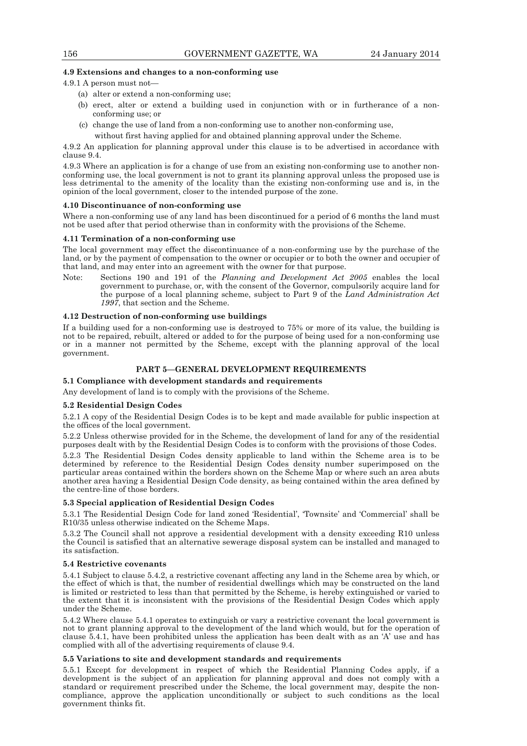**4.9 Extensions and changes to a non-conforming use**

4.9.1 A person must not—

(a) alter or extend a non-conforming use;

(b) erect, alter or extend a building used in conjunction with or in furtherance of a non-conforming use; or

(c) change the use of land from a non-conforming use to another non-conforming use,

without first having applied for and obtained planning approval under the Scheme.

4.9.2 An application for planning approval under this clause is to be advertised in accordance with clause 9.4.

4.9.3 Where an application is for a change of use from an existing non-conforming use to another non-conforming use, the local government is not to grant its planning approval unless the proposed use is less detrimental to the amenity of the locality than the existing non-conforming use and is, in the opinion of the local government, closer to the intended purpose of the zone.

**4.10 Discontinuance of non-conforming use**

Where a non-conforming use of any land has been discontinued for a period of 6 months the land must not be used after that period otherwise than in conformity with the provisions of the Scheme.

**4.11 Termination of a non-conforming use**

The local government may effect the discontinuance of a non-conforming use by the purchase of the land, or by the payment of compensation to the owner or occupier or to both the owner and occupier of that land, and may enter into an agreement with the owner for that purpose.

Note: Sections 190 and 191 of the *Planning and Development Act 2005* enables the local government to purchase, or, with the consent of the Governor, compulsorily acquire land for the purpose of a local planning scheme, subject to Part 9 of the *Land Administration Act 1997*, that section and the Scheme.

**4.12 Destruction of non-conforming use buildings**

If a building used for a non-conforming use is destroyed to 75% or more of its value, the building is not to be repaired, rebuilt, altered or added to for the purpose of being used for a non-conforming use or in a manner not permitted by the Scheme, except with the planning approval of the local government.

## PART 5—GENERAL DEVELOPMENT REQUIREMENTS

**5.1 Compliance with development standards and requirements**

Any development of land is to comply with the provisions of the Scheme.

**5.2 Residential Design Codes**

5.2.1 A copy of the Residential Design Codes is to be kept and made available for public inspection at the offices of the local government.

5.2.2 Unless otherwise provided for in the Scheme, the development of land for any of the residential purposes dealt with by the Residential Design Codes is to conform with the provisions of those Codes.

5.2.3 The Residential Design Codes density applicable to land within the Scheme area is to be determined by reference to the Residential Design Codes density number superimposed on the particular areas contained within the borders shown on the Scheme Map or where such an area abuts another area having a Residential Design Code density, as being contained within the area defined by the centre-line of those borders.

**5.3 Special application of Residential Design Codes**

5.3.1 The Residential Design Code for land zoned 'Residential', 'Townsite' and 'Commercial' shall be R10/35 unless otherwise indicated on the Scheme Maps.

5.3.2 The Council shall not approve a residential development with a density exceeding R10 unless the Council is satisfied that an alternative sewerage disposal system can be installed and managed to its satisfaction.

**5.4 Restrictive covenants**

5.4.1 Subject to clause 5.4.2, a restrictive covenant affecting any land in the Scheme area by which, or the effect of which is that, the number of residential dwellings which may be constructed on the land is limited or restricted to less than that permitted by the Scheme, is hereby extinguished or varied to the extent that it is inconsistent with the provisions of the Residential Design Codes which apply under the Scheme.

5.4.2 Where clause 5.4.1 operates to extinguish or vary a restrictive covenant the local government is not to grant planning approval to the development of the land which would, but for the operation of clause 5.4.1, have been prohibited unless the application has been dealt with as an 'A' use and has complied with all of the advertising requirements of clause 9.4.

**5.5 Variations to site and development standards and requirements**

5.5.1 Except for development in respect of which the Residential Planning Codes apply, if a development is the subject of an application for planning approval and does not comply with a standard or requirement prescribed under the Scheme, the local government may, despite the non-compliance, approve the application unconditionally or subject to such conditions as the local government thinks fit.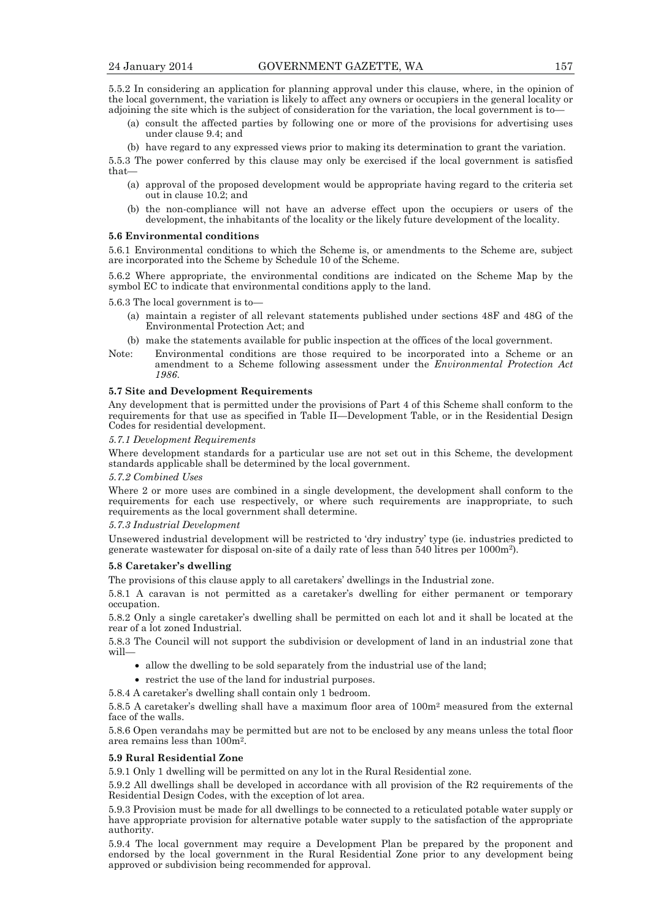5.5.2 In considering an application for planning approval under this clause, where, in the opinion of the local government, the variation is likely to affect any owners or occupiers in the general locality or adjoining the site which is the subject of consideration for the variation, the local government is to—

(a) consult the affected parties by following one or more of the provisions for advertising uses under clause 9.4; and

(b) have regard to any expressed views prior to making its determination to grant the variation.

5.5.3 The power conferred by this clause may only be exercised if the local government is satisfied that—

(a) approval of the proposed development would be appropriate having regard to the criteria set out in clause 10.2; and

(b) the non-compliance will not have an adverse effect upon the occupiers or users of the development, the inhabitants of the locality or the likely future development of the locality.

**5.6 Environmental conditions**

5.6.1 Environmental conditions to which the Scheme is, or amendments to the Scheme are, subject are incorporated into the Scheme by Schedule 10 of the Scheme.

5.6.2 Where appropriate, the environmental conditions are indicated on the Scheme Map by the symbol EC to indicate that environmental conditions apply to the land.

5.6.3 The local government is to—

(a) maintain a register of all relevant statements published under sections 48F and 48G of the Environmental Protection Act; and

(b) make the statements available for public inspection at the offices of the local government.

Note: Environmental conditions are those required to be incorporated into a Scheme or an amendment to a Scheme following assessment under the *Environmental Protection Act 1986*.

**5.7 Site and Development Requirements**

Any development that is permitted under the provisions of Part 4 of this Scheme shall conform to the requirements for that use as specified in Table II—Development Table, or in the Residential Design Codes for residential development.

*5.7.1 Development Requirements*

Where development standards for a particular use are not set out in this Scheme, the development standards applicable shall be determined by the local government.

*5.7.2 Combined Uses*

Where 2 or more uses are combined in a single development, the development shall conform to the requirements for each use respectively, or where such requirements are inappropriate, to such requirements as the local government shall determine.

*5.7.3 Industrial Development*

Unsewered industrial development will be restricted to 'dry industry' type (ie. industries predicted to generate wastewater for disposal on-site of a daily rate of less than 540 litres per $1000m^2$).

**5.8 Caretaker's dwelling**

The provisions of this clause apply to all caretakers' dwellings in the Industrial zone.

5.8.1 A caravan is not permitted as a caretaker's dwelling for either permanent or temporary occupation.

5.8.2 Only a single caretaker's dwelling shall be permitted on each lot and it shall be located at the rear of a lot zoned Industrial.

5.8.3 The Council will not support the subdivision or development of land in an industrial zone that will—

- allow the dwelling to be sold separately from the industrial use of the land;
- restrict the use of the land for industrial purposes.

5.8.4 A caretaker's dwelling shall contain only 1 bedroom.

5.8.5 A caretaker's dwelling shall have a maximum floor area of $100m^2$ measured from the external face of the walls.

5.8.6 Open verandahs may be permitted but are not to be enclosed by any means unless the total floor area remains less than $100m^2$.

**5.9 Rural Residential Zone**

5.9.1 Only 1 dwelling will be permitted on any lot in the Rural Residential zone.

5.9.2 All dwellings shall be developed in accordance with all provision of the R2 requirements of the Residential Design Codes, with the exception of lot area.

5.9.3 Provision must be made for all dwellings to be connected to a reticulated potable water supply or have appropriate provision for alternative potable water supply to the satisfaction of the appropriate authority.

5.9.4 The local government may require a Development Plan be prepared by the proponent and endorsed by the local government in the Rural Residential Zone prior to any development being approved or subdivision being recommended for approval.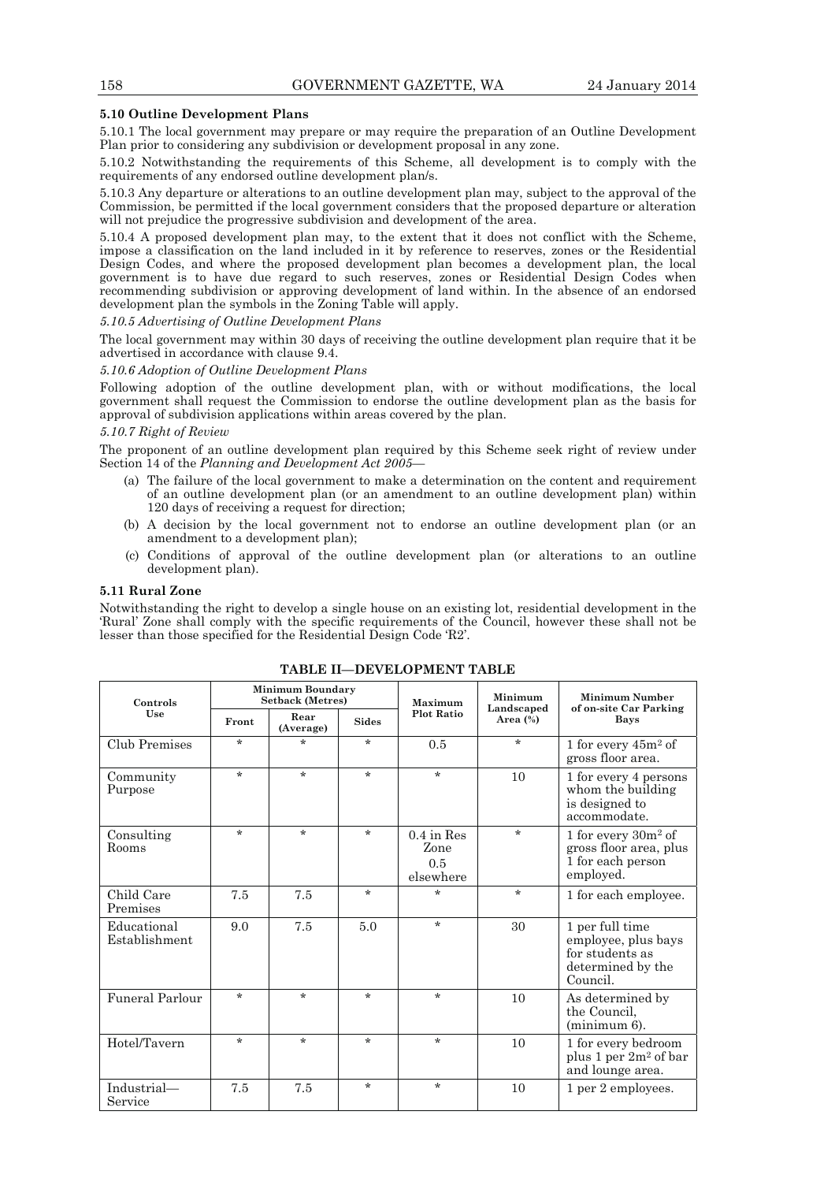**5.10 Outline Development Plans**

5.10.1 The local government may prepare or may require the preparation of an Outline Development Plan prior to considering any subdivision or development proposal in any zone.

5.10.2 Notwithstanding the requirements of this Scheme, all development is to comply with the requirements of any endorsed outline development plan/s.

5.10.3 Any departure or alterations to an outline development plan may, subject to the approval of the Commission, be permitted if the local government considers that the proposed departure or alteration will not prejudice the progressive subdivision and development of the area.

5.10.4 A proposed development plan may, to the extent that it does not conflict with the Scheme, impose a classification on the land included in it by reference to reserves, zones or the Residential Design Codes, and where the proposed development plan becomes a development plan, the local government is to have due regard to such reserves, zones or Residential Design Codes when recommending subdivision or approving development of land within. In the absence of an endorsed development plan the symbols in the Zoning Table will apply.

*5.10.5 Advertising of Outline Development Plans*

The local government may within 30 days of receiving the outline development plan require that it be advertised in accordance with clause 9.4.

*5.10.6 Adoption of Outline Development Plans*

Following adoption of the outline development plan, with or without modifications, the local government shall request the Commission to endorse the outline development plan as the basis for approval of subdivision applications within areas covered by the plan.

*5.10.7 Right of Review*

The proponent of an outline development plan required by this Scheme seek right of review under Section 14 of the *Planning and Development Act 2005*—

(a) The failure of the local government to make a determination on the content and requirement of an outline development plan (or an amendment to an outline development plan) within 120 days of receiving a request for direction;

(b) A decision by the local government not to endorse an outline development plan (or an amendment to a development plan);

(c) Conditions of approval of the outline development plan (or alterations to an outline development plan).

**5.11 Rural Zone**

Notwithstanding the right to develop a single house on an existing lot, residential development in the 'Rural' Zone shall comply with the specific requirements of the Council, however these shall not be lesser than those specified for the Residential Design Code 'R2'.

**TABLE II—DEVELOPMENT TABLE**

| Controls Use | Minimum Boundary Setback (Metres) | | | Maximum Plot Ratio | Minimum Landscaped Area (%) | Minimum Number of on-site Car Parking Bays |
|---|---|---|---|---|---|---|
| | Front | Rear (Average) | Sides | | | |
| Club Premises | * | * | * | 0.5 | * | 1 for every 45m² of gross floor area. |
| Community Purpose | * | * | * | * | 10 | 1 for every 4 persons whom the building is designed to accommodate. |
| Consulting Rooms | * | * | * | 0.4 in Res Zone 0.5 elsewhere | * | 1 for every 30m² of gross floor area, plus 1 for each person employed. |
| Child Care Premises | 7.5 | 7.5 | * | * | * | 1 for each employee. |
| Educational Establishment | 9.0 | 7.5 | 5.0 | * | 30 | 1 per full time employee, plus bays for students as determined by the Council. |
| Funeral Parlour | * | * | * | * | 10 | As determined by the Council, (minimum 6). |
| Hotel/Tavern | * | * | * | * | 10 | 1 for every bedroom plus 1 per 2m² of bar and lounge area. |
| Industrial—Service | 7.5 | 7.5 | * | * | 10 | 1 per 2 employees. |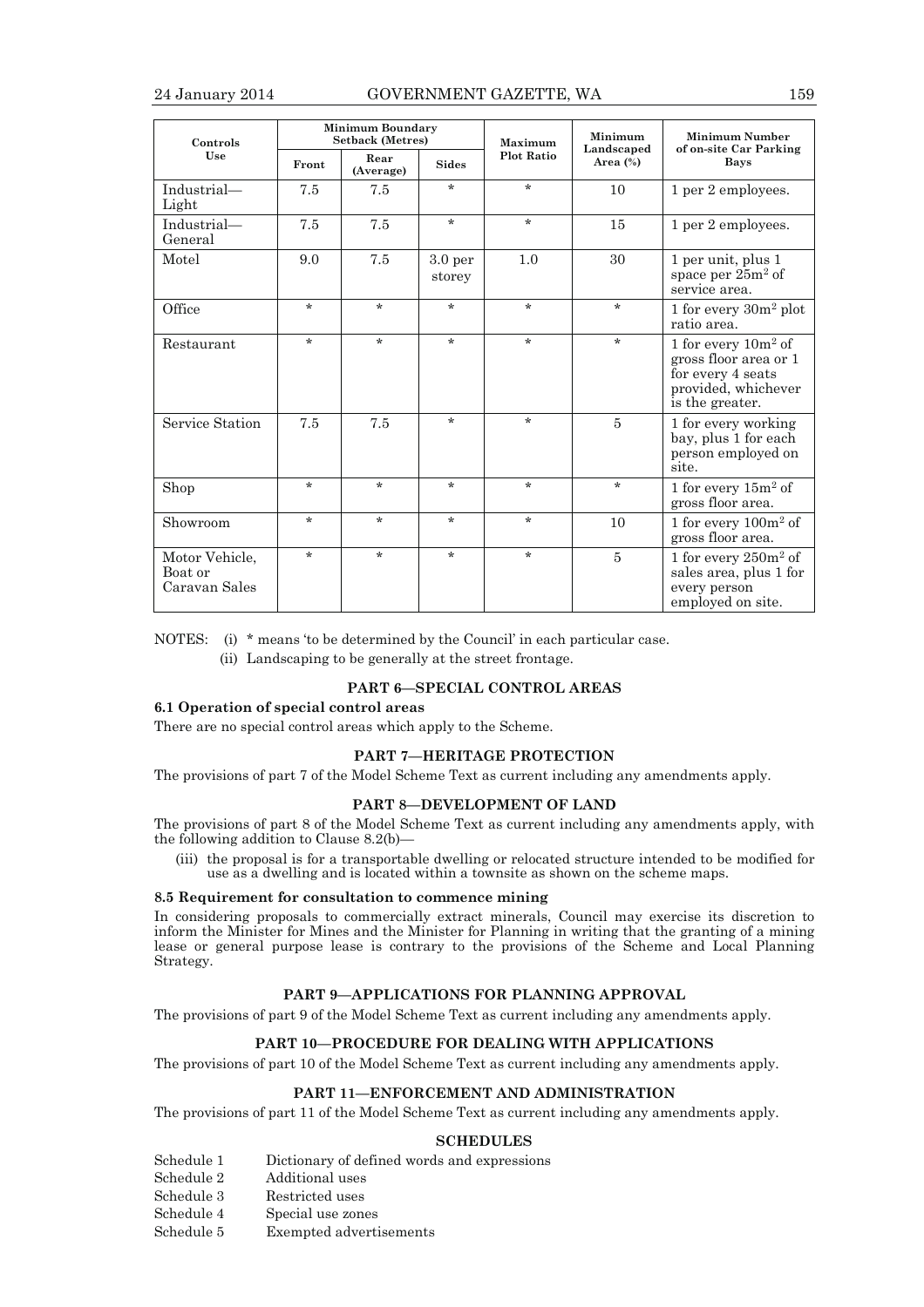| Controls Use | Minimum Boundary Setback (Metres) | | | Maximum Plot Ratio | Minimum Landscaped Area (%) | Minimum Number of on-site Car Parking Bays |
|---|---|---|---|---|---|---|
| | Front | Rear (Average) | Sides | | | |
| Industrial—Light | 7.5 | 7.5 | * | * | 10 | 1 per 2 employees. |
| Industrial—General | 7.5 | 7.5 | * | * | 15 | 1 per 2 employees. |
| Motel | 9.0 | 7.5 | 3.0 per storey | 1.0 | 30 | 1 per unit, plus 1 space per $25m^2$ of service area. |
| Office | * | * | * | * | * | 1 for every $30m^2$ plot ratio area. |
| Restaurant | * | * | * | * | * | 1 for every $10m^2$ of gross floor area or 1 for every 4 seats provided, whichever is the greater. |
| Service Station | 7.5 | 7.5 | * | * | 5 | 1 for every working bay, plus 1 for each person employed on site. |
| Shop | * | * | * | * | * | 1 for every $15m^2$ of gross floor area. |
| Showroom | * | * | * | * | 10 | 1 for every $100m^2$ of gross floor area. |
| Motor Vehicle, Boat or Caravan Sales | * | * | * | * | 5 | 1 for every $250m^2$ of sales area, plus 1 for every person employed on site. |

NOTES: (i) * means 'to be determined by the Council' in each particular case.

(ii) Landscaping to be generally at the street frontage.

## PART 6—SPECIAL CONTROL AREAS

### 6.1 Operation of special control areas

There are no special control areas which apply to the Scheme.

## PART 7—HERITAGE PROTECTION

The provisions of part 7 of the Model Scheme Text as current including any amendments apply.

## PART 8—DEVELOPMENT OF LAND

The provisions of part 8 of the Model Scheme Text as current including any amendments apply, with the following addition to Clause 8.2(b)—

(iii) the proposal is for a transportable dwelling or relocated structure intended to be modified for use as a dwelling and is located within a townsite as shown on the scheme maps.

### 8.5 Requirement for consultation to commence mining

In considering proposals to commercially extract minerals, Council may exercise its discretion to inform the Minister for Mines and the Minister for Planning in writing that the granting of a mining lease or general purpose lease is contrary to the provisions of the Scheme and Local Planning Strategy.

## PART 9—APPLICATIONS FOR PLANNING APPROVAL

The provisions of part 9 of the Model Scheme Text as current including any amendments apply.

## PART 10—PROCEDURE FOR DEALING WITH APPLICATIONS

The provisions of part 10 of the Model Scheme Text as current including any amendments apply.

## PART 11—ENFORCEMENT AND ADMINISTRATION

The provisions of part 11 of the Model Scheme Text as current including any amendments apply.

## SCHEDULES

Schedule 1 Dictionary of defined words and expressions
Schedule 2 Additional uses
Schedule 3 Restricted uses
Schedule 4 Special use zones
Schedule 5 Exempted advertisements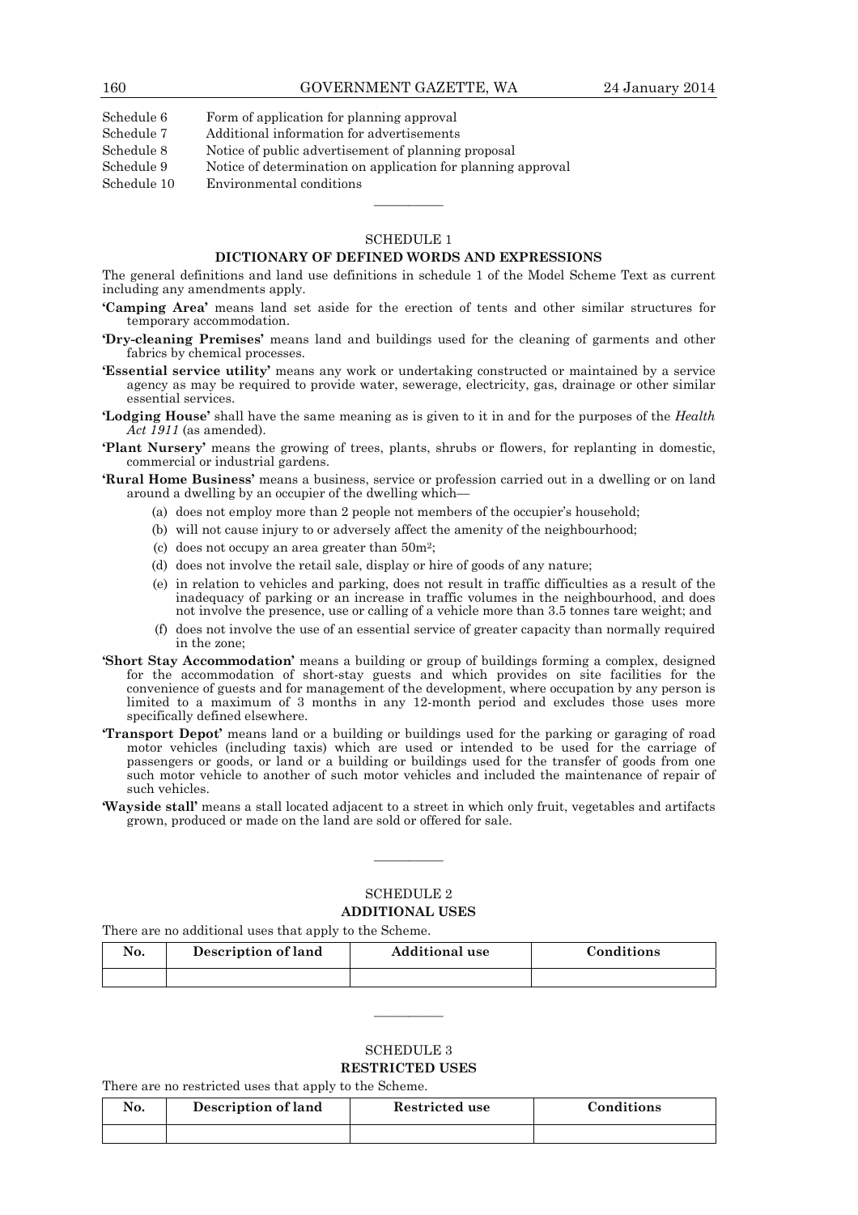Schedule 6 Form of application for planning approval
Schedule 7 Additional information for advertisements
Schedule 8 Notice of public advertisement of planning proposal
Schedule 9 Notice of determination on application for planning approval
Schedule 10 Environmental conditions

---

## SCHEDULE 1
## DICTIONARY OF DEFINED WORDS AND EXPRESSIONS

The general definitions and land use definitions in schedule 1 of the Model Scheme Text as current including any amendments apply.

**'Camping Area'** means land set aside for the erection of tents and other similar structures for temporary accommodation.

**'Dry-cleaning Premises'** means land and buildings used for the cleaning of garments and other fabrics by chemical processes.

**'Essential service utility'** means any work or undertaking constructed or maintained by a service agency as may be required to provide water, sewerage, electricity, gas, drainage or other similar essential services.

**'Lodging House'** shall have the same meaning as is given to it in and for the purposes of the *Health Act 1911* (as amended).

**'Plant Nursery'** means the growing of trees, plants, shrubs or flowers, for replanting in domestic, commercial or industrial gardens.

**'Rural Home Business'** means a business, service or profession carried out in a dwelling or on land around a dwelling by an occupier of the dwelling which—

(a) does not employ more than 2 people not members of the occupier's household;

(b) will not cause injury to or adversely affect the amenity of the neighbourhood;

(c) does not occupy an area greater than $50m^2$;

(d) does not involve the retail sale, display or hire of goods of any nature;

(e) in relation to vehicles and parking, does not result in traffic difficulties as a result of the inadequacy of parking or an increase in traffic volumes in the neighbourhood, and does not involve the presence, use or calling of a vehicle more than 3.5 tonnes tare weight; and

(f) does not involve the use of an essential service of greater capacity than normally required in the zone;

**'Short Stay Accommodation'** means a building or group of buildings forming a complex, designed for the accommodation of short-stay guests and which provides on site facilities for the convenience of guests and for management of the development, where occupation by any person is limited to a maximum of 3 months in any 12-month period and excludes those uses more specifically defined elsewhere.

**'Transport Depot'** means land or a building or buildings used for the parking or garaging of road motor vehicles (including taxis) which are used or intended to be used for the carriage of passengers or goods, or land or a building or buildings used for the transfer of goods from one such motor vehicle to another of such motor vehicles and included the maintenance of repair of such vehicles.

**'Wayside stall'** means a stall located adjacent to a street in which only fruit, vegetables and artifacts grown, produced or made on the land are sold or offered for sale.

---

## SCHEDULE 2
## ADDITIONAL USES

There are no additional uses that apply to the Scheme.

| No. | Description of land | Additional use | Conditions |
|---|---|---|---|
| | | | |

---

## SCHEDULE 3
## RESTRICTED USES

There are no restricted uses that apply to the Scheme.

| No. | Description of land | Restricted use | Conditions |
|---|---|---|---|
| | | | |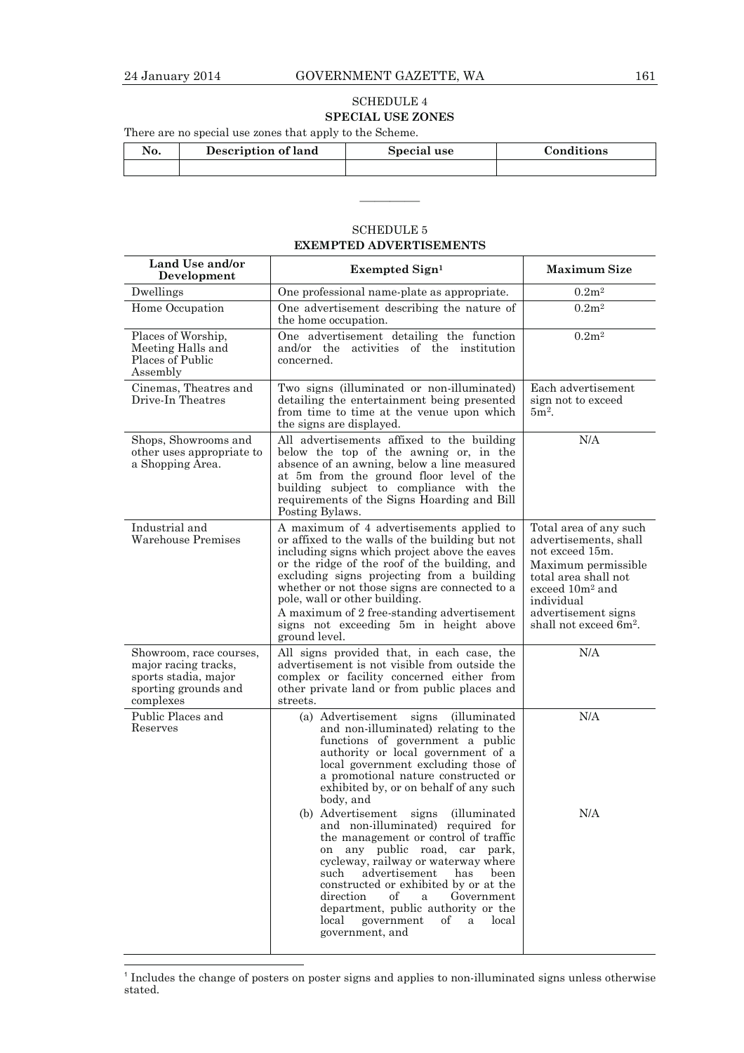## SCHEDULE 4

### SPECIAL USE ZONES

There are no special use zones that apply to the Scheme.

| No. | Description of land | Special use | Conditions |
|---|---|---|---|
| | | | |

---

## SCHEDULE 5

### EXEMPTED ADVERTISEMENTS

| Land Use and/or Development | Exempted Sign[1] | Maximum Size |
|---|---|---|
| Dwellings | One professional name-plate as appropriate. | 0.2m² |
| Home Occupation | One advertisement describing the nature of the home occupation. | 0.2m² |
| Places of Worship, Meeting Halls and Places of Public Assembly | One advertisement detailing the function and/or the activities of the institution concerned. | 0.2m² |
| Cinemas, Theatres and Drive-In Theatres | Two signs (illuminated or non-illuminated) detailing the entertainment being presented from time to time at the venue upon which the signs are displayed. | Each advertisement sign not to exceed 5m². |
| Shops, Showrooms and other uses appropriate to a Shopping Area. | All advertisements affixed to the building below the top of the awning or, in the absence of an awning, below a line measured at 5m from the ground floor level of the building subject to compliance with the requirements of the Signs Hoarding and Bill Posting Bylaws. | N/A |
| Industrial and Warehouse Premises | A maximum of 4 advertisements applied to or affixed to the walls of the building but not including signs which project above the eaves or the ridge of the roof of the building, and excluding signs projecting from a building whether or not those signs are connected to a pole, wall or other building. A maximum of 2 free-standing advertisement signs not exceeding 5m in height above ground level. | Total area of any such advertisements, shall not exceed 15m. Maximum permissible total area shall not exceed 10m² and individual advertisement signs shall not exceed 6m². |
| Showroom, race courses, major racing tracks, sports stadia, major sporting grounds and complexes | All signs provided that, in each case, the advertisement is not visible from outside the complex or facility concerned either from other private land or from public places and streets. | N/A |
| Public Places and Reserves | (a) Advertisement signs (illuminated and non-illuminated) relating to the functions of government a public authority or local government of a local government excluding those of a promotional nature constructed or exhibited by, or on behalf of any such body, and | N/A |
| | (b) Advertisement signs (illuminated and non-illuminated) required for the management or control of traffic on any public road, car park, cycleway, railway or waterway where such advertisement has been constructed or exhibited by or at the direction of a Government department, public authority or the local government of a local government, and | N/A |

[1] Includes the change of posters on poster signs and applies to non-illuminated signs unless otherwise stated.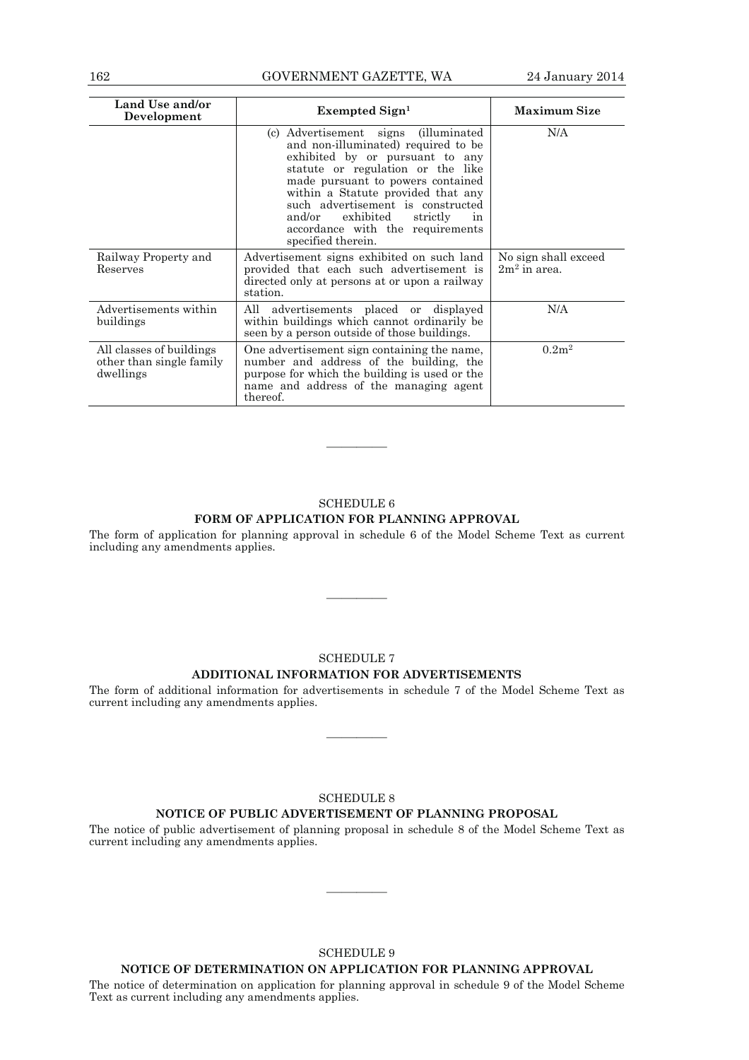| Land Use and/or Development | Exempted Sign[1] | Maximum Size |
|---|---|---|
| | (c) Advertisement signs (illuminated and non-illuminated) required to be exhibited by or pursuant to any statute or regulation or the like made pursuant to powers contained within a Statute provided that any such advertisement is constructed and/or exhibited strictly in accordance with the requirements specified therein. | N/A |
| Railway Property and Reserves | Advertisement signs exhibited on such land provided that each such advertisement is directed only at persons at or upon a railway station. | No sign shall exceed $2m^2$ in area. |
| Advertisements within buildings | All advertisements placed or displayed within buildings which cannot ordinarily be seen by a person outside of those buildings. | N/A |
| All classes of buildings other than single family dwellings | One advertisement sign containing the name, number and address of the building, the purpose for which the building is used or the name and address of the managing agent thereof. | $0.2m^2$ |

———————————

SCHEDULE 6

**FORM OF APPLICATION FOR PLANNING APPROVAL**

The form of application for planning approval in schedule 6 of the Model Scheme Text as current including any amendments applies.

———————————

SCHEDULE 7

**ADDITIONAL INFORMATION FOR ADVERTISEMENTS**

The form of additional information for advertisements in schedule 7 of the Model Scheme Text as current including any amendments applies.

———————————

SCHEDULE 8

**NOTICE OF PUBLIC ADVERTISEMENT OF PLANNING PROPOSAL**

The notice of public advertisement of planning proposal in schedule 8 of the Model Scheme Text as current including any amendments applies.

———————————

SCHEDULE 9

**NOTICE OF DETERMINATION ON APPLICATION FOR PLANNING APPROVAL**

The notice of determination on application for planning approval in schedule 9 of the Model Scheme Text as current including any amendments applies.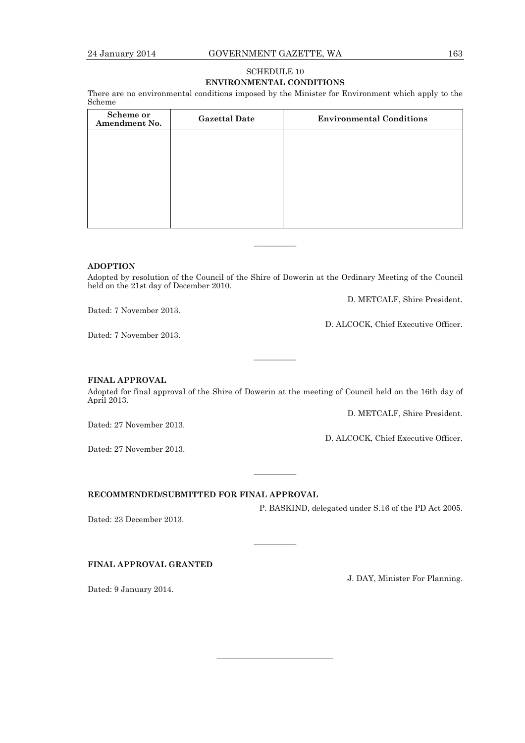SCHEDULE 10

**ENVIRONMENTAL CONDITIONS**

There are no environmental conditions imposed by the Minister for Environment which apply to the Scheme

| Scheme or Amendment No. | Gazettal Date | Environmental Conditions |
|---|---|---|
| | | |

———————

**ADOPTION**

Adopted by resolution of the Council of the Shire of Dowerin at the Ordinary Meeting of the Council held on the 21st day of December 2010.

D. METCALF, Shire President.

Dated: 7 November 2013.

D. ALCOCK, Chief Executive Officer.

Dated: 7 November 2013.

———————

**FINAL APPROVAL**

Adopted for final approval of the Shire of Dowerin at the meeting of Council held on the 16th day of April 2013.

D. METCALF, Shire President.

Dated: 27 November 2013.

D. ALCOCK, Chief Executive Officer.

Dated: 27 November 2013.

———————

**RECOMMENDED/SUBMITTED FOR FINAL APPROVAL**

P. BASKIND, delegated under S.16 of the PD Act 2005.

Dated: 23 December 2013.

———————

**FINAL APPROVAL GRANTED**

J. DAY, Minister For Planning.

Dated: 9 January 2014.

———————————